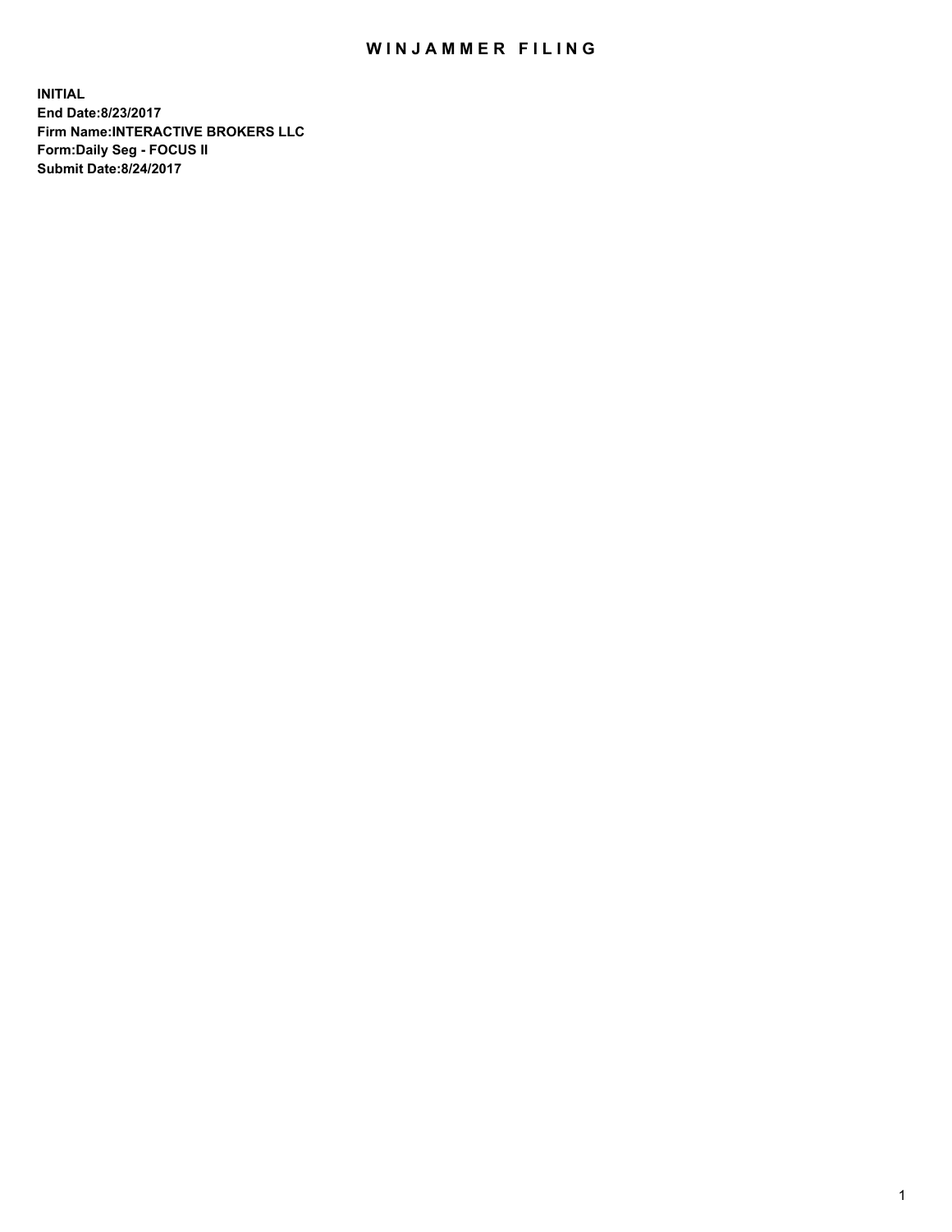# WINJAMMER FILING

**INITIAL**
**End Date:8/23/2017**
**Firm Name:INTERACTIVE BROKERS LLC**
**Form:Daily Seg - FOCUS II**
**Submit Date:8/24/2017**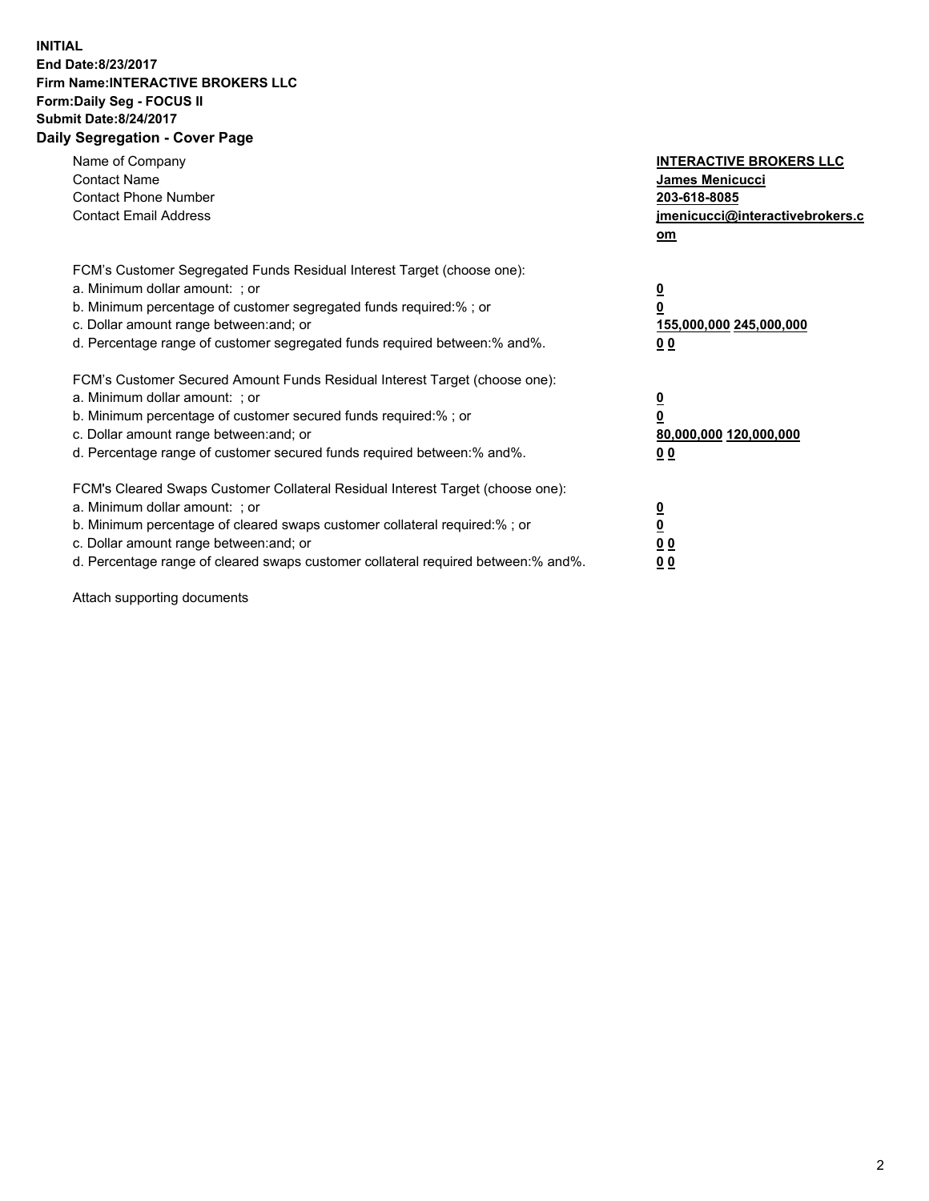**INITIAL**
**End Date:8/23/2017**
**Firm Name:INTERACTIVE BROKERS LLC**
**Form:Daily Seg - FOCUS II**
**Submit Date:8/24/2017**

## Daily Segregation - Cover Page

| | |
|---|---|
| Name of Company | **INTERACTIVE BROKERS LLC** |
| Contact Name | **James Menicucci** |
| Contact Phone Number | **203-618-8085** |
| Contact Email Address | **jmenicucci@interactivebrokers.com** |

FCM's Customer Segregated Funds Residual Interest Target (choose one):

| | |
|---|---|
| a. Minimum dollar amount: ; or | **0** |
| b. Minimum percentage of customer segregated funds required:% ; or | **0** |
| c. Dollar amount range between:and; or | **155,000,000 245,000,000** |
| d. Percentage range of customer segregated funds required between:% and%. | **0 0** |

FCM's Customer Secured Amount Funds Residual Interest Target (choose one):

| | |
|---|---|
| a. Minimum dollar amount: ; or | **0** |
| b. Minimum percentage of customer secured funds required:% ; or | **0** |
| c. Dollar amount range between:and; or | **80,000,000 120,000,000** |
| d. Percentage range of customer secured funds required between:% and%. | **0 0** |

FCM's Cleared Swaps Customer Collateral Residual Interest Target (choose one):

| | |
|---|---|
| a. Minimum dollar amount: ; or | **0** |
| b. Minimum percentage of cleared swaps customer collateral required:% ; or | **0** |
| c. Dollar amount range between:and; or | **0 0** |
| d. Percentage range of cleared swaps customer collateral required between:% and%. | **0 0** |

Attach supporting documents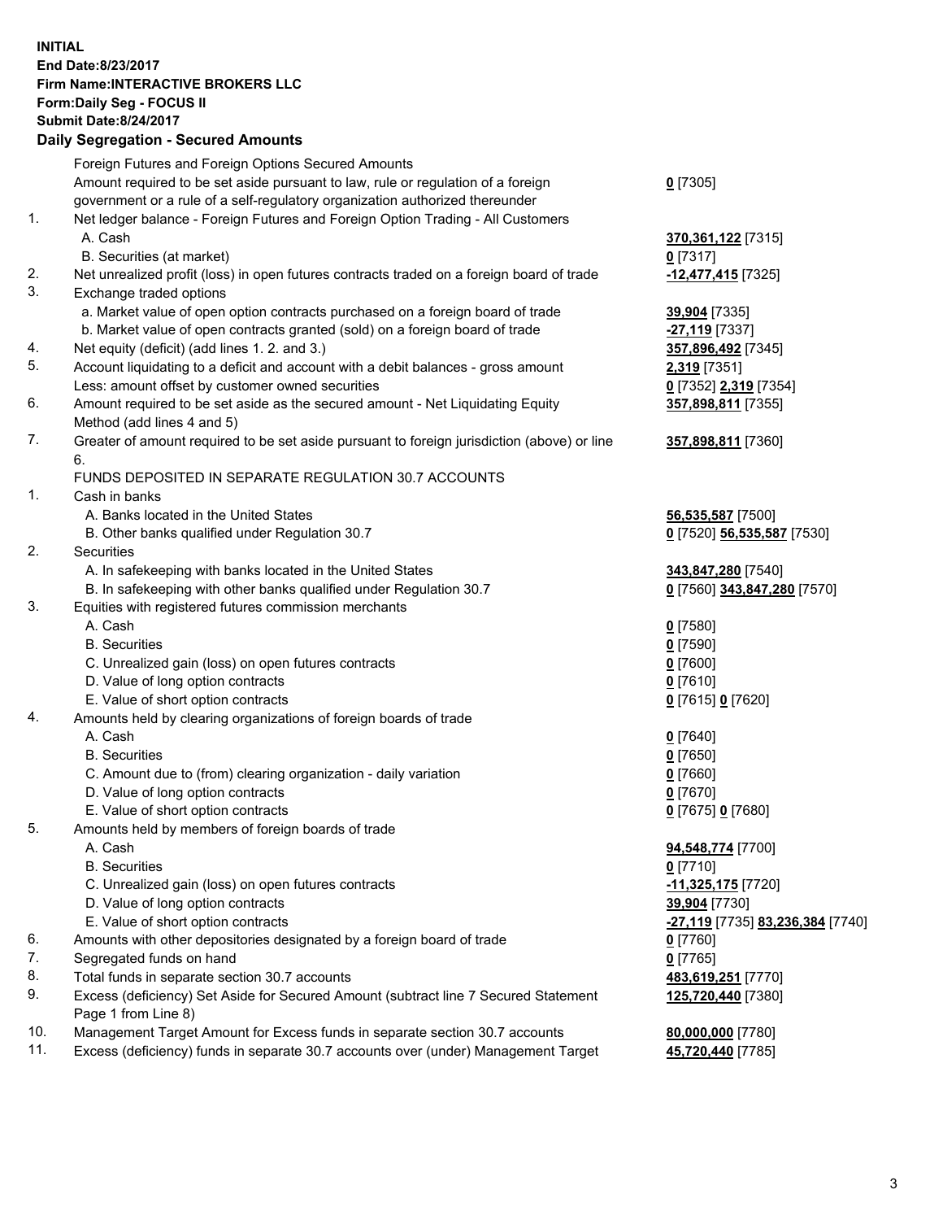**INITIAL**
**End Date:8/23/2017**
**Firm Name:INTERACTIVE BROKERS LLC**
**Form:Daily Seg - FOCUS II**
**Submit Date:8/24/2017**
**Daily Segregation - Secured Amounts**

| | | |
|---|---|---|
| | Foreign Futures and Foreign Options Secured Amounts | |
| | Amount required to be set aside pursuant to law, rule or regulation of a foreign government or a rule of a self-regulatory organization authorized thereunder | **0** [7305] |
| 1. | Net ledger balance - Foreign Futures and Foreign Option Trading - All Customers | |
| | A. Cash | **370,361,122** [7315] |
| | B. Securities (at market) | **0** [7317] |
| 2. | Net unrealized profit (loss) in open futures contracts traded on a foreign board of trade | **-12,477,415** [7325] |
| 3. | Exchange traded options | |
| | a. Market value of open option contracts purchased on a foreign board of trade | **39,904** [7335] |
| | b. Market value of open contracts granted (sold) on a foreign board of trade | **-27,119** [7337] |
| 4. | Net equity (deficit) (add lines 1. 2. and 3.) | **357,896,492** [7345] |
| 5. | Account liquidating to a deficit and account with a debit balances - gross amount | **2,319** [7351] |
| | Less: amount offset by customer owned securities | **0** [7352] **2,319** [7354] |
| 6. | Amount required to be set aside as the secured amount - Net Liquidating Equity Method (add lines 4 and 5) | **357,898,811** [7355] |
| 7. | Greater of amount required to be set aside pursuant to foreign jurisdiction (above) or line 6. | **357,898,811** [7360] |
| | FUNDS DEPOSITED IN SEPARATE REGULATION 30.7 ACCOUNTS | |
| 1. | Cash in banks | |
| | A. Banks located in the United States | **56,535,587** [7500] |
| | B. Other banks qualified under Regulation 30.7 | **0** [7520] **56,535,587** [7530] |
| 2. | Securities | |
| | A. In safekeeping with banks located in the United States | **343,847,280** [7540] |
| | B. In safekeeping with other banks qualified under Regulation 30.7 | **0** [7560] **343,847,280** [7570] |
| 3. | Equities with registered futures commission merchants | |
| | A. Cash | **0** [7580] |
| | B. Securities | **0** [7590] |
| | C. Unrealized gain (loss) on open futures contracts | **0** [7600] |
| | D. Value of long option contracts | **0** [7610] |
| | E. Value of short option contracts | **0** [7615] **0** [7620] |
| 4. | Amounts held by clearing organizations of foreign boards of trade | |
| | A. Cash | **0** [7640] |
| | B. Securities | **0** [7650] |
| | C. Amount due to (from) clearing organization - daily variation | **0** [7660] |
| | D. Value of long option contracts | **0** [7670] |
| | E. Value of short option contracts | **0** [7675] **0** [7680] |
| 5. | Amounts held by members of foreign boards of trade | |
| | A. Cash | **94,548,774** [7700] |
| | B. Securities | **0** [7710] |
| | C. Unrealized gain (loss) on open futures contracts | **-11,325,175** [7720] |
| | D. Value of long option contracts | **39,904** [7730] |
| | E. Value of short option contracts | **-27,119** [7735] **83,236,384** [7740] |
| 6. | Amounts with other depositories designated by a foreign board of trade | **0** [7760] |
| 7. | Segregated funds on hand | **0** [7765] |
| 8. | Total funds in separate section 30.7 accounts | **483,619,251** [7770] |
| 9. | Excess (deficiency) Set Aside for Secured Amount (subtract line 7 Secured Statement Page 1 from Line 8) | **125,720,440** [7380] |
| 10. | Management Target Amount for Excess funds in separate section 30.7 accounts | **80,000,000** [7780] |
| 11. | Excess (deficiency) funds in separate 30.7 accounts over (under) Management Target | **45,720,440** [7785] |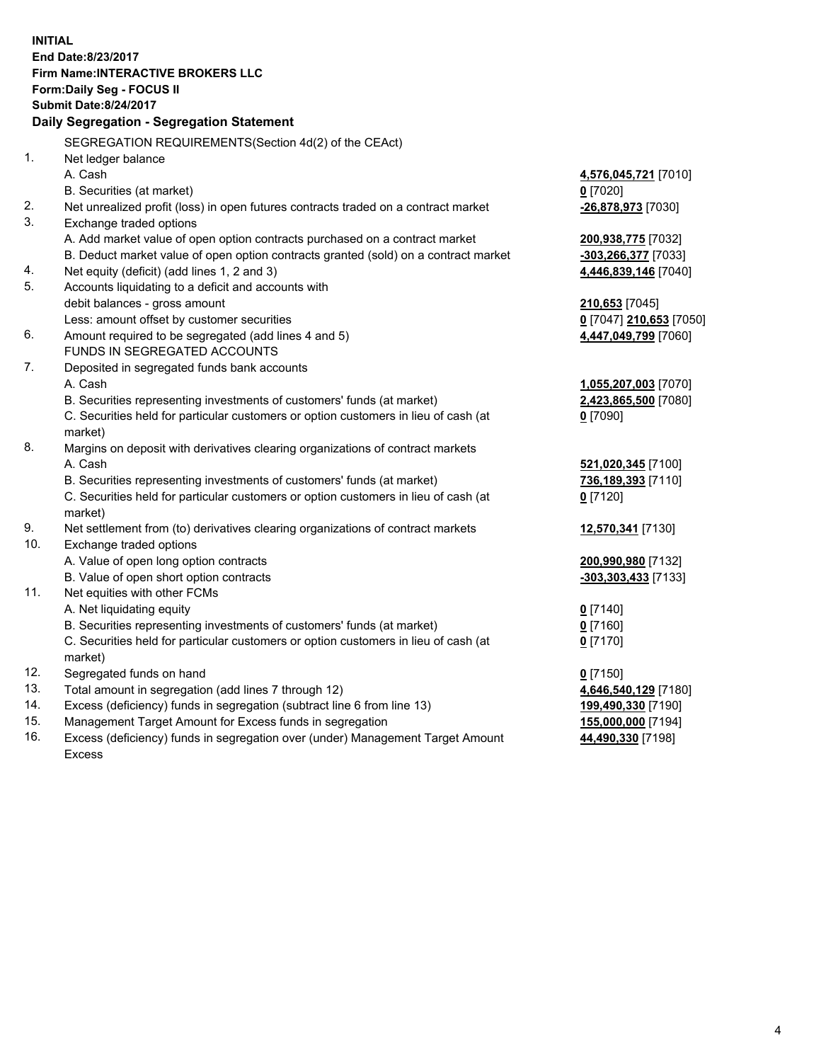**INITIAL**
**End Date:8/23/2017**
**Firm Name:INTERACTIVE BROKERS LLC**
**Form:Daily Seg - FOCUS II**
**Submit Date:8/24/2017**

**Daily Segregation - Segregation Statement**

SEGREGATION REQUIREMENTS(Section 4d(2) of the CEAct)

| | | |
|---|---|---|
| 1. | Net ledger balance | |
| | A. Cash | **4,576,045,721** [7010] |
| | B. Securities (at market) | **0** [7020] |
| 2. | Net unrealized profit (loss) in open futures contracts traded on a contract market | **-26,878,973** [7030] |
| 3. | Exchange traded options | |
| | A. Add market value of open option contracts purchased on a contract market | **200,938,775** [7032] |
| | B. Deduct market value of open option contracts granted (sold) on a contract market | **-303,266,377** [7033] |
| 4. | Net equity (deficit) (add lines 1, 2 and 3) | **4,446,839,146** [7040] |
| 5. | Accounts liquidating to a deficit and accounts with | |
| | debit balances - gross amount | **210,653** [7045] |
| | Less: amount offset by customer securities | **0** [7047] **210,653** [7050] |
| 6. | Amount required to be segregated (add lines 4 and 5) | **4,447,049,799** [7060] |
| | FUNDS IN SEGREGATED ACCOUNTS | |
| 7. | Deposited in segregated funds bank accounts | |
| | A. Cash | **1,055,207,003** [7070] |
| | B. Securities representing investments of customers' funds (at market) | **2,423,865,500** [7080] |
| | C. Securities held for particular customers or option customers in lieu of cash (at market) | **0** [7090] |
| 8. | Margins on deposit with derivatives clearing organizations of contract markets | |
| | A. Cash | **521,020,345** [7100] |
| | B. Securities representing investments of customers' funds (at market) | **736,189,393** [7110] |
| | C. Securities held for particular customers or option customers in lieu of cash (at market) | **0** [7120] |
| 9. | Net settlement from (to) derivatives clearing organizations of contract markets | **12,570,341** [7130] |
| 10. | Exchange traded options | |
| | A. Value of open long option contracts | **200,990,980** [7132] |
| | B. Value of open short option contracts | **-303,303,433** [7133] |
| 11. | Net equities with other FCMs | |
| | A. Net liquidating equity | **0** [7140] |
| | B. Securities representing investments of customers' funds (at market) | **0** [7160] |
| | C. Securities held for particular customers or option customers in lieu of cash (at market) | **0** [7170] |
| 12. | Segregated funds on hand | **0** [7150] |
| 13. | Total amount in segregation (add lines 7 through 12) | **4,646,540,129** [7180] |
| 14. | Excess (deficiency) funds in segregation (subtract line 6 from line 13) | **199,490,330** [7190] |
| 15. | Management Target Amount for Excess funds in segregation | **155,000,000** [7194] |
| 16. | Excess (deficiency) funds in segregation over (under) Management Target Amount Excess | **44,490,330** [7198] |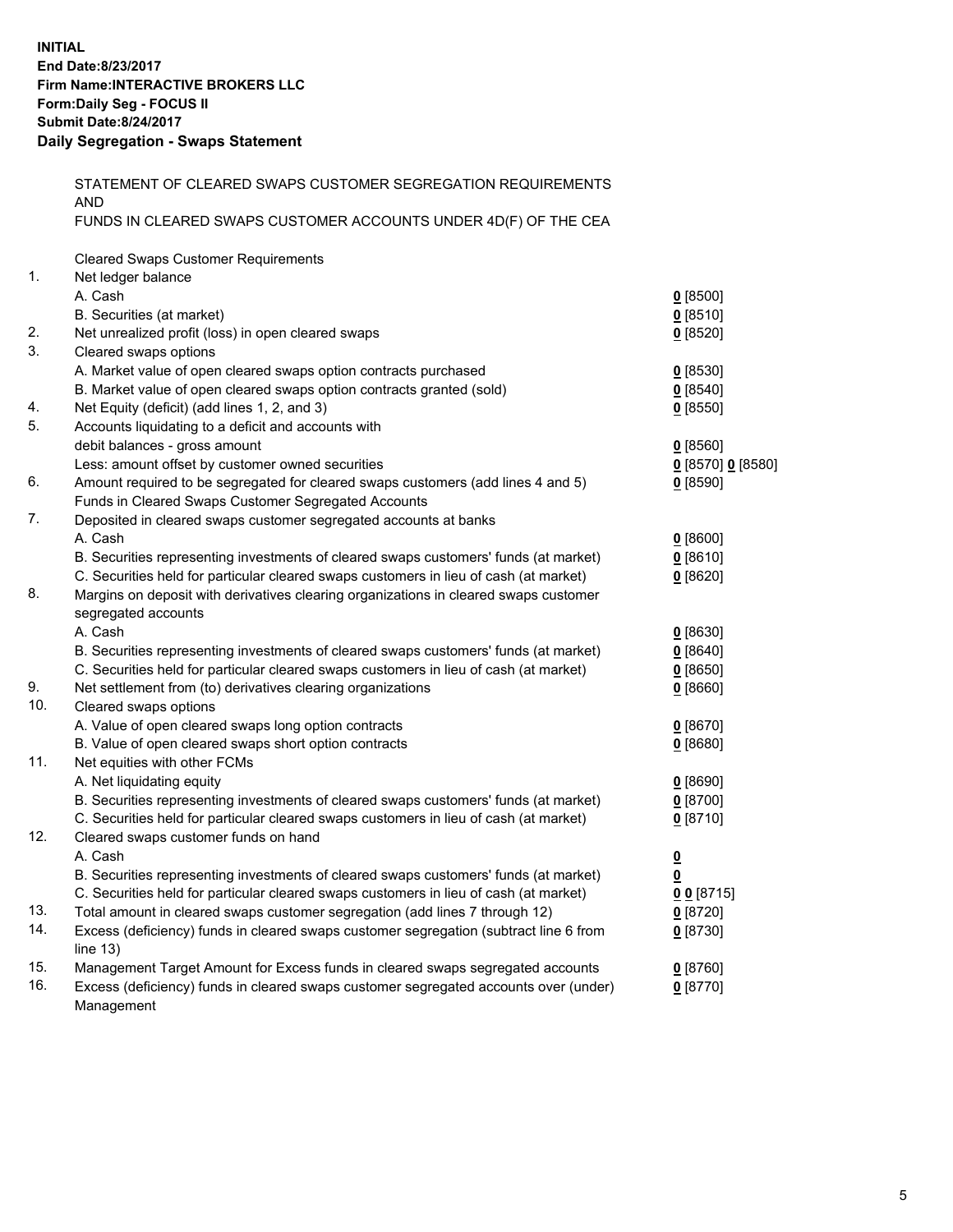**INITIAL**
**End Date:8/23/2017**
**Firm Name:INTERACTIVE BROKERS LLC**
**Form:Daily Seg - FOCUS II**
**Submit Date:8/24/2017**
**Daily Segregation - Swaps Statement**

STATEMENT OF CLEARED SWAPS CUSTOMER SEGREGATION REQUIREMENTS AND FUNDS IN CLEARED SWAPS CUSTOMER ACCOUNTS UNDER 4D(F) OF THE CEA

| | | |
|---|---|---|
| | Cleared Swaps Customer Requirements | |
| 1. | Net ledger balance | |
| | A. Cash | 0 [8500] |
| | B. Securities (at market) | 0 [8510] |
| 2. | Net unrealized profit (loss) in open cleared swaps | 0 [8520] |
| 3. | Cleared swaps options | |
| | A. Market value of open cleared swaps option contracts purchased | 0 [8530] |
| | B. Market value of open cleared swaps option contracts granted (sold) | 0 [8540] |
| 4. | Net Equity (deficit) (add lines 1, 2, and 3) | 0 [8550] |
| 5. | Accounts liquidating to a deficit and accounts with | |
| | debit balances - gross amount | 0 [8560] |
| | Less: amount offset by customer owned securities | 0 [8570] 0 [8580] |
| 6. | Amount required to be segregated for cleared swaps customers (add lines 4 and 5) | 0 [8590] |
| | Funds in Cleared Swaps Customer Segregated Accounts | |
| 7. | Deposited in cleared swaps customer segregated accounts at banks | |
| | A. Cash | 0 [8600] |
| | B. Securities representing investments of cleared swaps customers' funds (at market) | 0 [8610] |
| | C. Securities held for particular cleared swaps customers in lieu of cash (at market) | 0 [8620] |
| 8. | Margins on deposit with derivatives clearing organizations in cleared swaps customer segregated accounts | |
| | A. Cash | 0 [8630] |
| | B. Securities representing investments of cleared swaps customers' funds (at market) | 0 [8640] |
| | C. Securities held for particular cleared swaps customers in lieu of cash (at market) | 0 [8650] |
| 9. | Net settlement from (to) derivatives clearing organizations | 0 [8660] |
| 10. | Cleared swaps options | |
| | A. Value of open cleared swaps long option contracts | 0 [8670] |
| | B. Value of open cleared swaps short option contracts | 0 [8680] |
| 11. | Net equities with other FCMs | |
| | A. Net liquidating equity | 0 [8690] |
| | B. Securities representing investments of cleared swaps customers' funds (at market) | 0 [8700] |
| | C. Securities held for particular cleared swaps customers in lieu of cash (at market) | 0 [8710] |
| 12. | Cleared swaps customer funds on hand | |
| | A. Cash | 0 |
| | B. Securities representing investments of cleared swaps customers' funds (at market) | 0 |
| | C. Securities held for particular cleared swaps customers in lieu of cash (at market) | 0 0 [8715] |
| 13. | Total amount in cleared swaps customer segregation (add lines 7 through 12) | 0 [8720] |
| 14. | Excess (deficiency) funds in cleared swaps customer segregation (subtract line 6 from line 13) | 0 [8730] |
| 15. | Management Target Amount for Excess funds in cleared swaps segregated accounts | 0 [8760] |
| 16. | Excess (deficiency) funds in cleared swaps customer segregated accounts over (under) Management | 0 [8770] |